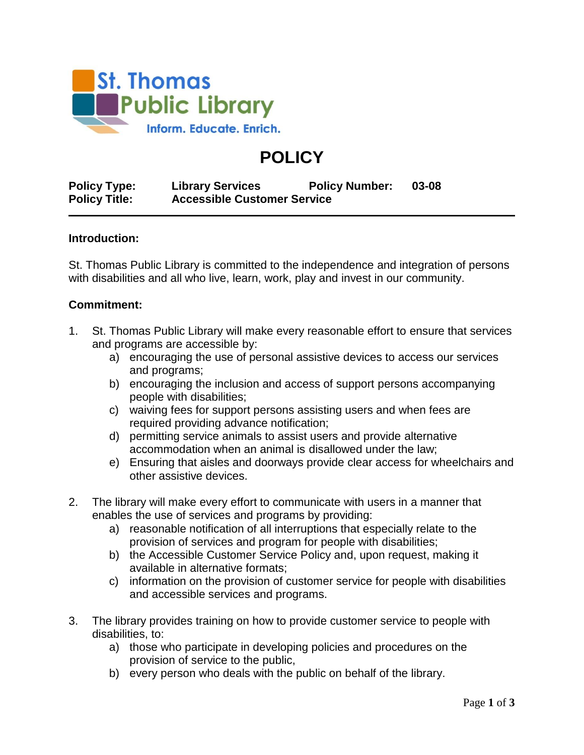St. Thomas Public Library

Inform. Educate. Enrich.

# POLICY

**Policy Type:** **Library Services** **Policy Number:** **03-08**
**Policy Title:** **Accessible Customer Service**

---

**Introduction:**

St. Thomas Public Library is committed to the independence and integration of persons with disabilities and all who live, learn, work, play and invest in our community.

**Commitment:**

1. St. Thomas Public Library will make every reasonable effort to ensure that services and programs are accessible by:
   a) encouraging the use of personal assistive devices to access our services and programs;
   b) encouraging the inclusion and access of support persons accompanying people with disabilities;
   c) waiving fees for support persons assisting users and when fees are required providing advance notification;
   d) permitting service animals to assist users and provide alternative accommodation when an animal is disallowed under the law;
   e) Ensuring that aisles and doorways provide clear access for wheelchairs and other assistive devices.

2. The library will make every effort to communicate with users in a manner that enables the use of services and programs by providing:
   a) reasonable notification of all interruptions that especially relate to the provision of services and program for people with disabilities;
   b) the Accessible Customer Service Policy and, upon request, making it available in alternative formats;
   c) information on the provision of customer service for people with disabilities and accessible services and programs.

3. The library provides training on how to provide customer service to people with disabilities, to:
   a) those who participate in developing policies and procedures on the provision of service to the public,
   b) every person who deals with the public on behalf of the library.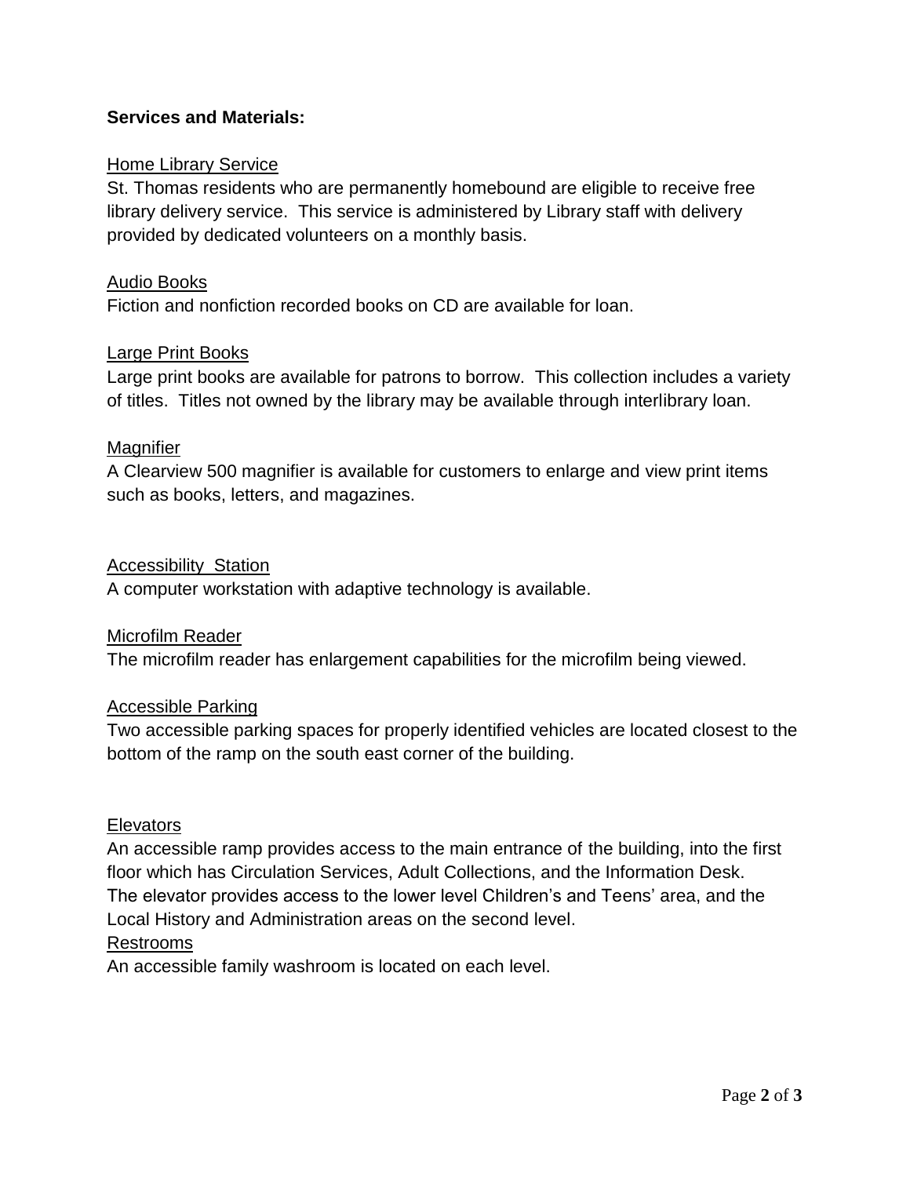**Services and Materials:**

Home Library Service

St. Thomas residents who are permanently homebound are eligible to receive free library delivery service. This service is administered by Library staff with delivery provided by dedicated volunteers on a monthly basis.

Audio Books

Fiction and nonfiction recorded books on CD are available for loan.

Large Print Books

Large print books are available for patrons to borrow. This collection includes a variety of titles. Titles not owned by the library may be available through interlibrary loan.

Magnifier

A Clearview 500 magnifier is available for customers to enlarge and view print items such as books, letters, and magazines.

Accessibility Station

A computer workstation with adaptive technology is available.

Microfilm Reader

The microfilm reader has enlargement capabilities for the microfilm being viewed.

Accessible Parking

Two accessible parking spaces for properly identified vehicles are located closest to the bottom of the ramp on the south east corner of the building.

Elevators

An accessible ramp provides access to the main entrance of the building, into the first floor which has Circulation Services, Adult Collections, and the Information Desk. The elevator provides access to the lower level Children's and Teens' area, and the Local History and Administration areas on the second level.

Restrooms

An accessible family washroom is located on each level.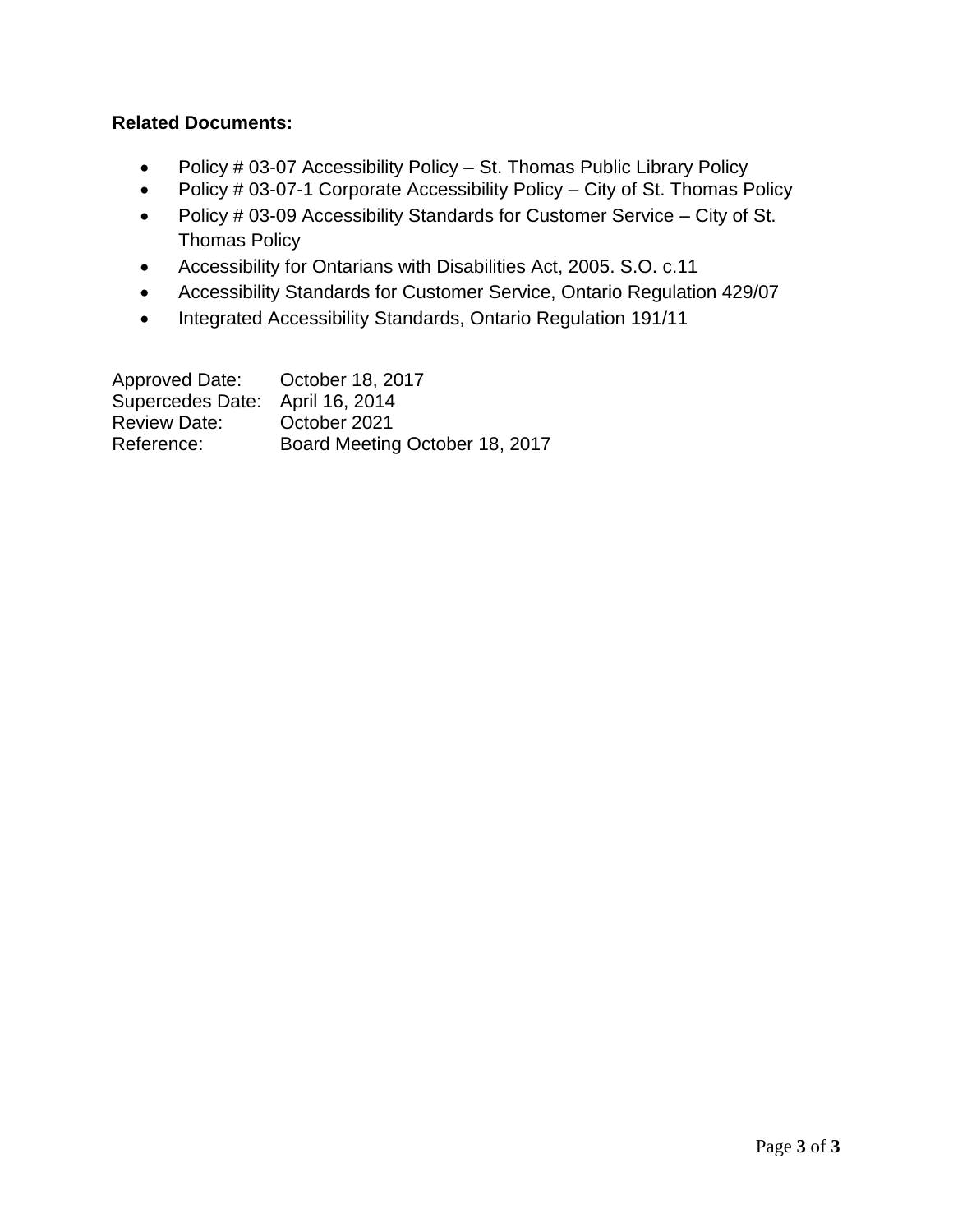**Related Documents:**

- Policy # 03-07 Accessibility Policy – St. Thomas Public Library Policy
- Policy # 03-07-1 Corporate Accessibility Policy – City of St. Thomas Policy
- Policy # 03-09 Accessibility Standards for Customer Service – City of St. Thomas Policy
- Accessibility for Ontarians with Disabilities Act, 2005. S.O. c.11
- Accessibility Standards for Customer Service, Ontario Regulation 429/07
- Integrated Accessibility Standards, Ontario Regulation 191/11

| | |
|---|---|
| Approved Date: | October 18, 2017 |
| Supercedes Date: | April 16, 2014 |
| Review Date: | October 2021 |
| Reference: | Board Meeting October 18, 2017 |